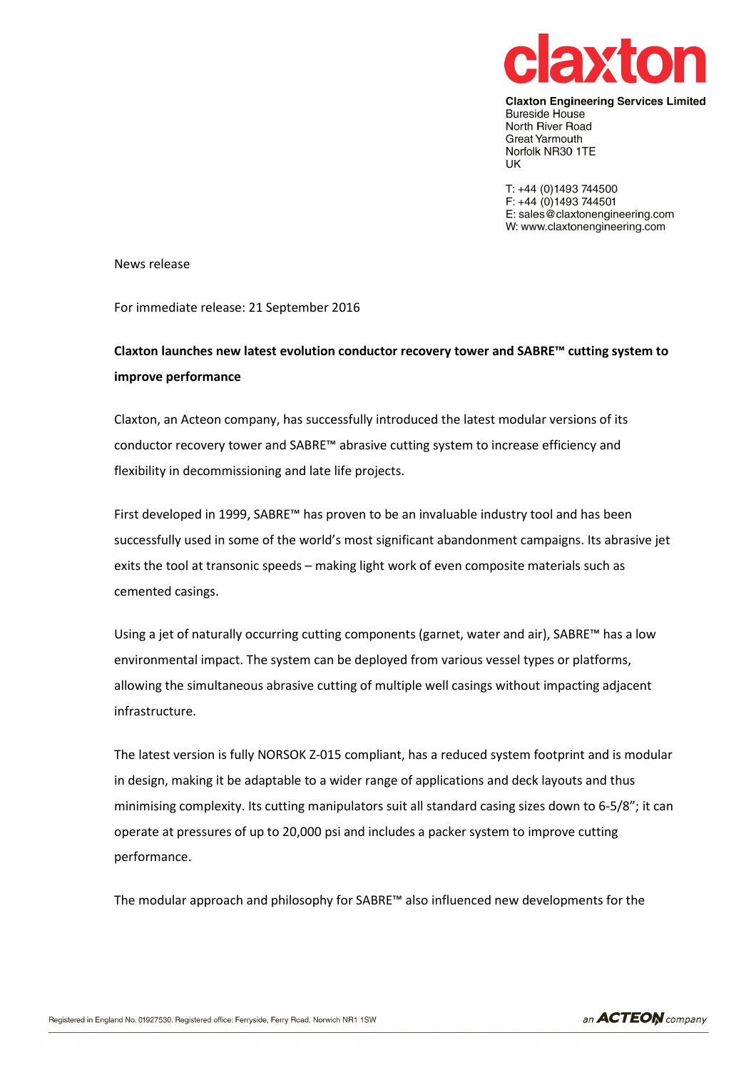claxton

**Claxton Engineering Services Limited**
Bureside House
North River Road
Great Yarmouth
Norfolk NR30 1TE
UK

T: +44 (0)1493 744500
F: +44 (0)1493 744501
E: sales@claxtonengineering.com
W: www.claxtonengineering.com

News release

For immediate release: 21 September 2016

**Claxton launches new latest evolution conductor recovery tower and SABRE™ cutting system to improve performance**

Claxton, an Acteon company, has successfully introduced the latest modular versions of its conductor recovery tower and SABRE™ abrasive cutting system to increase efficiency and flexibility in decommissioning and late life projects.

First developed in 1999, SABRE™ has proven to be an invaluable industry tool and has been successfully used in some of the world's most significant abandonment campaigns. Its abrasive jet exits the tool at transonic speeds – making light work of even composite materials such as cemented casings.

Using a jet of naturally occurring cutting components (garnet, water and air), SABRE™ has a low environmental impact. The system can be deployed from various vessel types or platforms, allowing the simultaneous abrasive cutting of multiple well casings without impacting adjacent infrastructure.

The latest version is fully NORSOK Z-015 compliant, has a reduced system footprint and is modular in design, making it be adaptable to a wider range of applications and deck layouts and thus minimising complexity. Its cutting manipulators suit all standard casing sizes down to 6-5/8"; it can operate at pressures of up to 20,000 psi and includes a packer system to improve cutting performance.

The modular approach and philosophy for SABRE™ also influenced new developments for the

Registered in England No. 01927530. Registered office: Ferryside, Ferry Road, Norwich NR1 1SW

an ACTEON company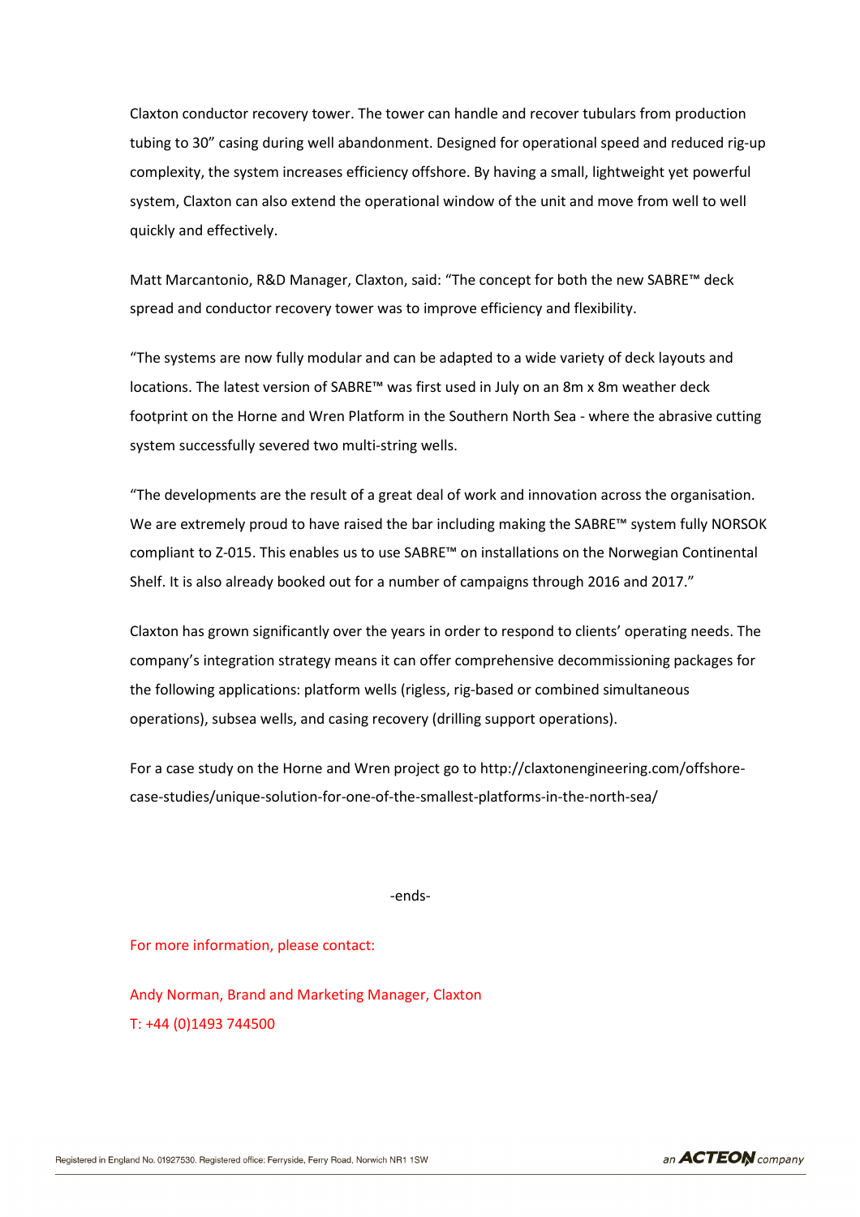Claxton conductor recovery tower. The tower can handle and recover tubulars from production tubing to 30" casing during well abandonment. Designed for operational speed and reduced rig-up complexity, the system increases efficiency offshore. By having a small, lightweight yet powerful system, Claxton can also extend the operational window of the unit and move from well to well quickly and effectively.

Matt Marcantonio, R&D Manager, Claxton, said: "The concept for both the new SABRE™ deck spread and conductor recovery tower was to improve efficiency and flexibility.

"The systems are now fully modular and can be adapted to a wide variety of deck layouts and locations. The latest version of SABRE™ was first used in July on an 8m x 8m weather deck footprint on the Horne and Wren Platform in the Southern North Sea - where the abrasive cutting system successfully severed two multi-string wells.

"The developments are the result of a great deal of work and innovation across the organisation. We are extremely proud to have raised the bar including making the SABRE™ system fully NORSOK compliant to Z-015. This enables us to use SABRE™ on installations on the Norwegian Continental Shelf. It is also already booked out for a number of campaigns through 2016 and 2017."

Claxton has grown significantly over the years in order to respond to clients' operating needs. The company's integration strategy means it can offer comprehensive decommissioning packages for the following applications: platform wells (rigless, rig-based or combined simultaneous operations), subsea wells, and casing recovery (drilling support operations).

For a case study on the Horne and Wren project go to http://claxtonengineering.com/offshore-case-studies/unique-solution-for-one-of-the-smallest-platforms-in-the-north-sea/

-ends-

For more information, please contact:

Andy Norman, Brand and Marketing Manager, Claxton
T: +44 (0)1493 744500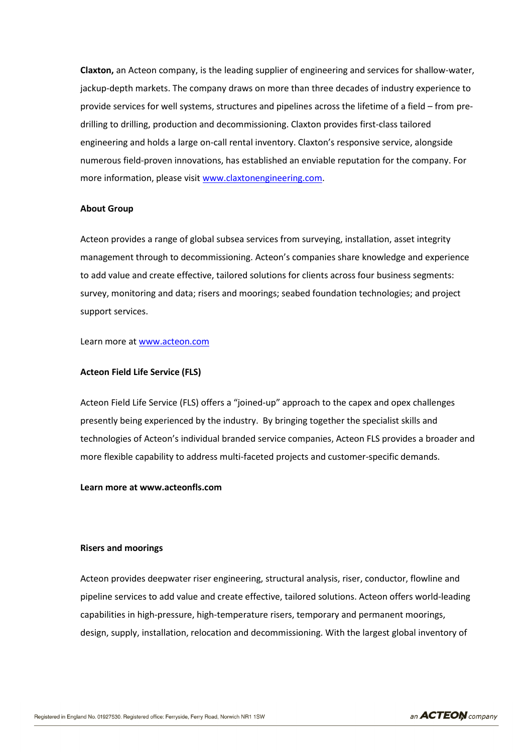**Claxton,** an Acteon company, is the leading supplier of engineering and services for shallow-water, jackup-depth markets. The company draws on more than three decades of industry experience to provide services for well systems, structures and pipelines across the lifetime of a field – from pre-drilling to drilling, production and decommissioning. Claxton provides first-class tailored engineering and holds a large on-call rental inventory. Claxton's responsive service, alongside numerous field-proven innovations, has established an enviable reputation for the company. For more information, please visit [www.claxtonengineering.com](www.claxtonengineering.com).

**About Group**

Acteon provides a range of global subsea services from surveying, installation, asset integrity management through to decommissioning. Acteon's companies share knowledge and experience to add value and create effective, tailored solutions for clients across four business segments: survey, monitoring and data; risers and moorings; seabed foundation technologies; and project support services.

Learn more at [www.acteon.com](www.acteon.com)

**Acteon Field Life Service (FLS)**

Acteon Field Life Service (FLS) offers a "joined-up" approach to the capex and opex challenges presently being experienced by the industry. By bringing together the specialist skills and technologies of Acteon's individual branded service companies, Acteon FLS provides a broader and more flexible capability to address multi-faceted projects and customer-specific demands.

**Learn more at www.acteonfls.com**

**Risers and moorings**

Acteon provides deepwater riser engineering, structural analysis, riser, conductor, flowline and pipeline services to add value and create effective, tailored solutions. Acteon offers world-leading capabilities in high-pressure, high-temperature risers, temporary and permanent moorings, design, supply, installation, relocation and decommissioning. With the largest global inventory of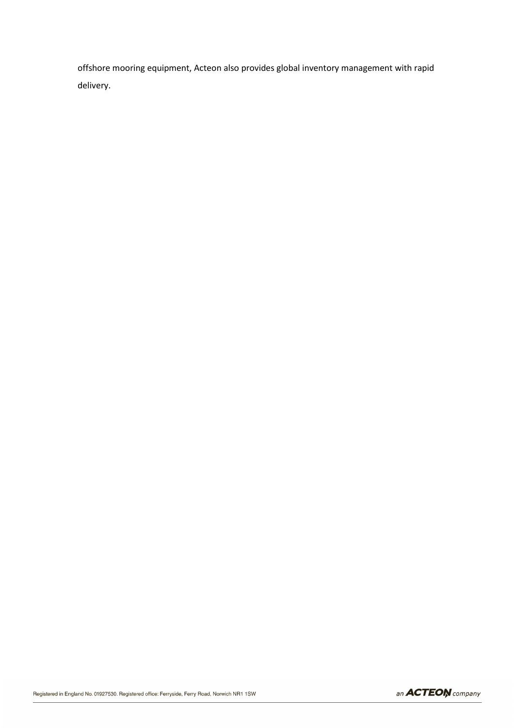offshore mooring equipment, Acteon also provides global inventory management with rapid delivery.